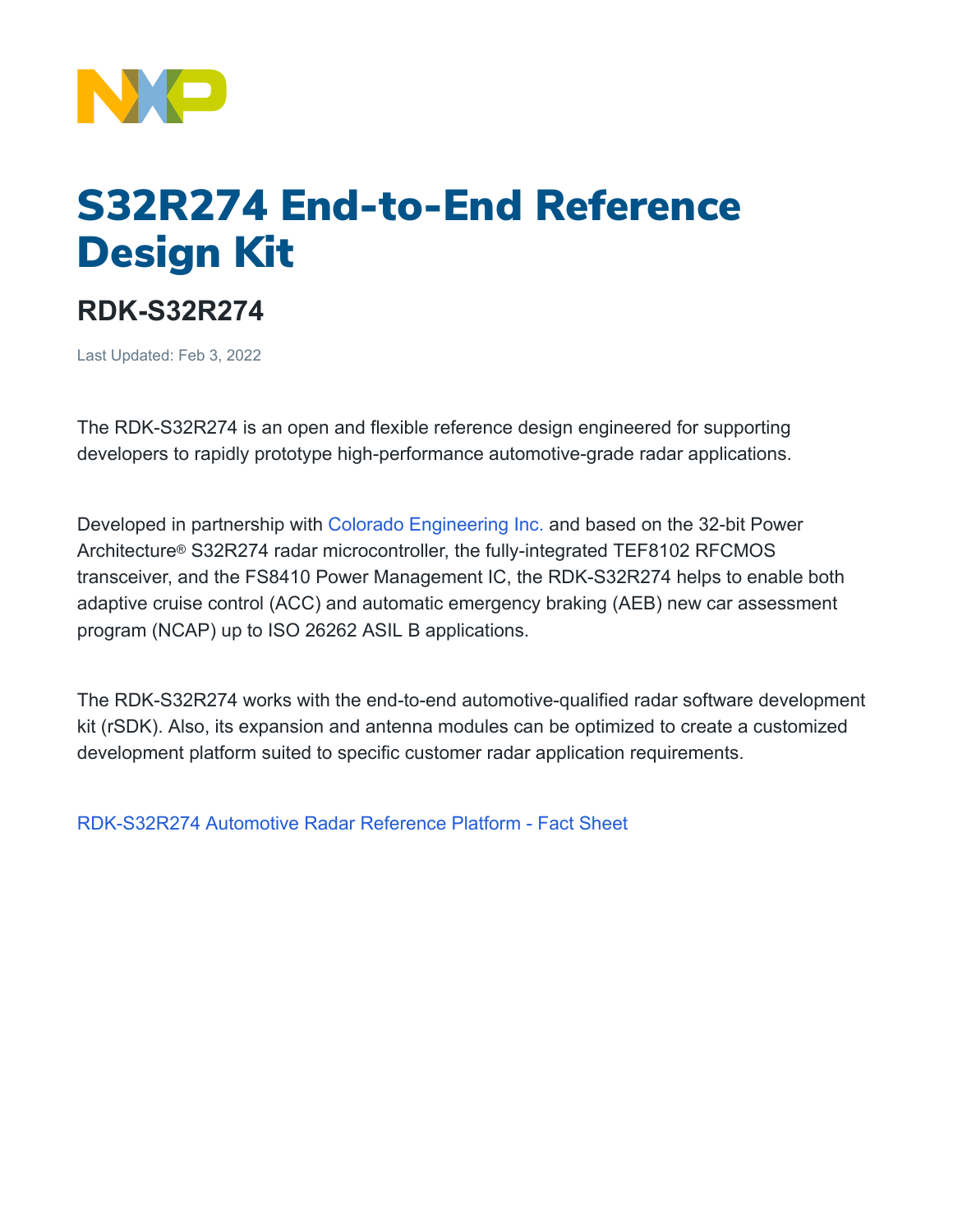# S32R274 End-to-End Reference Design Kit

## RDK-S32R274

Last Updated: Feb 3, 2022

The RDK-S32R274 is an open and flexible reference design engineered for supporting developers to rapidly prototype high-performance automotive-grade radar applications.

Developed in partnership with Colorado Engineering Inc. and based on the 32-bit Power Architecture® S32R274 radar microcontroller, the fully-integrated TEF8102 RFCMOS transceiver, and the FS8410 Power Management IC, the RDK-S32R274 helps to enable both adaptive cruise control (ACC) and automatic emergency braking (AEB) new car assessment program (NCAP) up to ISO 26262 ASIL B applications.

The RDK-S32R274 works with the end-to-end automotive-qualified radar software development kit (rSDK). Also, its expansion and antenna modules can be optimized to create a customized development platform suited to specific customer radar application requirements.

RDK-S32R274 Automotive Radar Reference Platform - Fact Sheet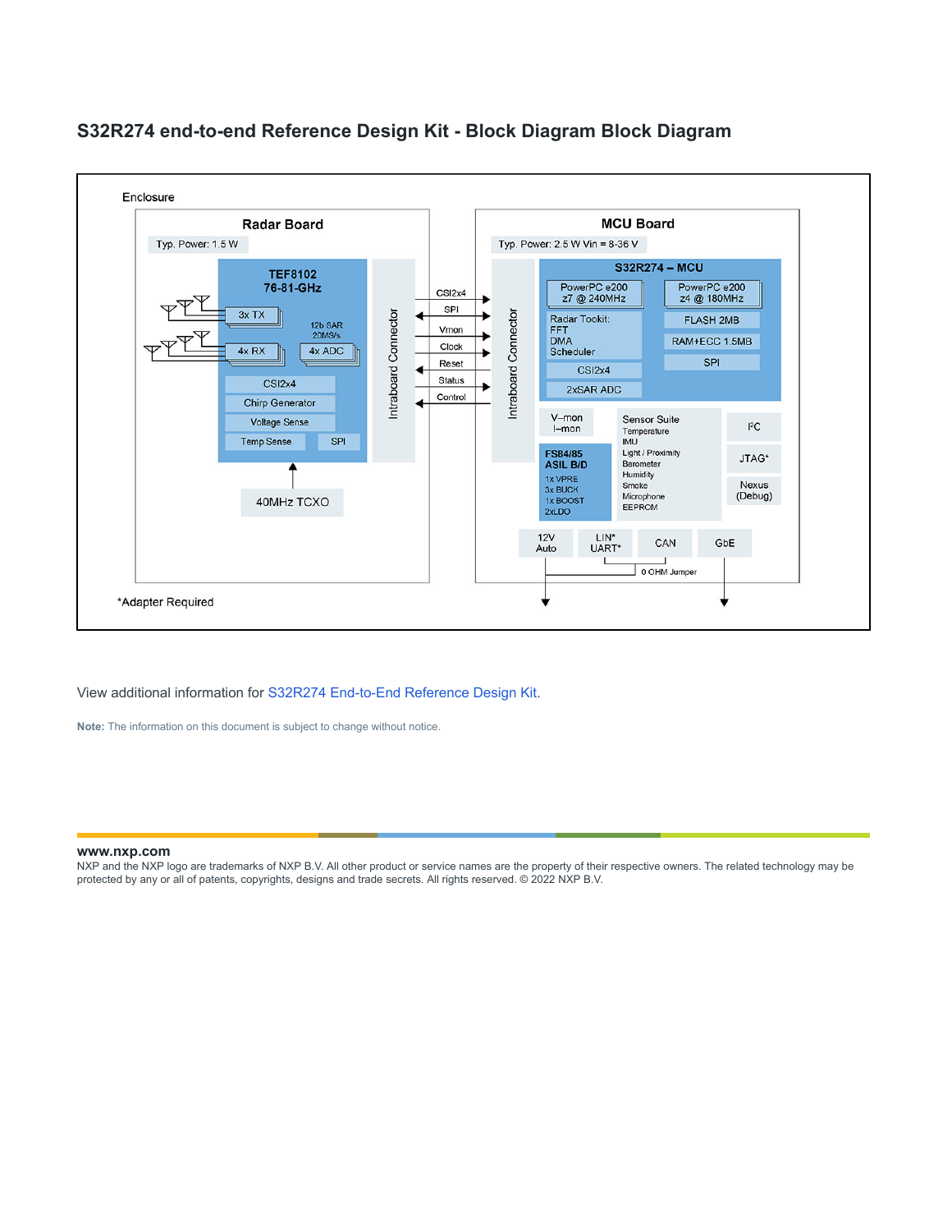## S32R274 end-to-end Reference Design Kit - Block Diagram Block Diagram

Enclosure

Radar Board

Typ. Power: 1.5 W

TEF8102
76-81-GHz

3x TX

4x RX

12b SAR
20MS/s

4x ADC

CSI2x4

Chirp Generator

Voltage Sense

Temp Sense

SPI

40MHz TCXO

Intraboard Connector

CSI2x4

SPI

Vmon

Clock

Reset

Status

Control

MCU Board

Typ. Power: 2.5 W Vin = 8-36 V

Intraboard Connector

S32R274 – MCU

PowerPC e200
z7 @ 240MHz

PowerPC e200
z4 @ 180MHz

Radar Tookit:
FFT
DMA
Scheduler

FLASH 2MB

RAM+ECC 1.5MB

SPI

CSI2x4

2xSAR ADC

V–mon
I–mon

FS84/85
ASIL B/D
1x VPRE
3x BUCK
1x BOOST
2xLDO

Sensor Suite
Temperature
IMU
Light / Proximity
Barometer
Humidity
Smoke
Microphone
EEPROM

I²C

JTAG*

Nexus
(Debug)

12V
Auto

LIN*
UART*

CAN

GbE

0 OHM Jumper

*Adapter Required

View additional information for S32R274 End-to-End Reference Design Kit.

**Note:** The information on this document is subject to change without notice.

**www.nxp.com**
NXP and the NXP logo are trademarks of NXP B.V. All other product or service names are the property of their respective owners. The related technology may be protected by any or all of patents, copyrights, designs and trade secrets. All rights reserved. © 2022 NXP B.V.